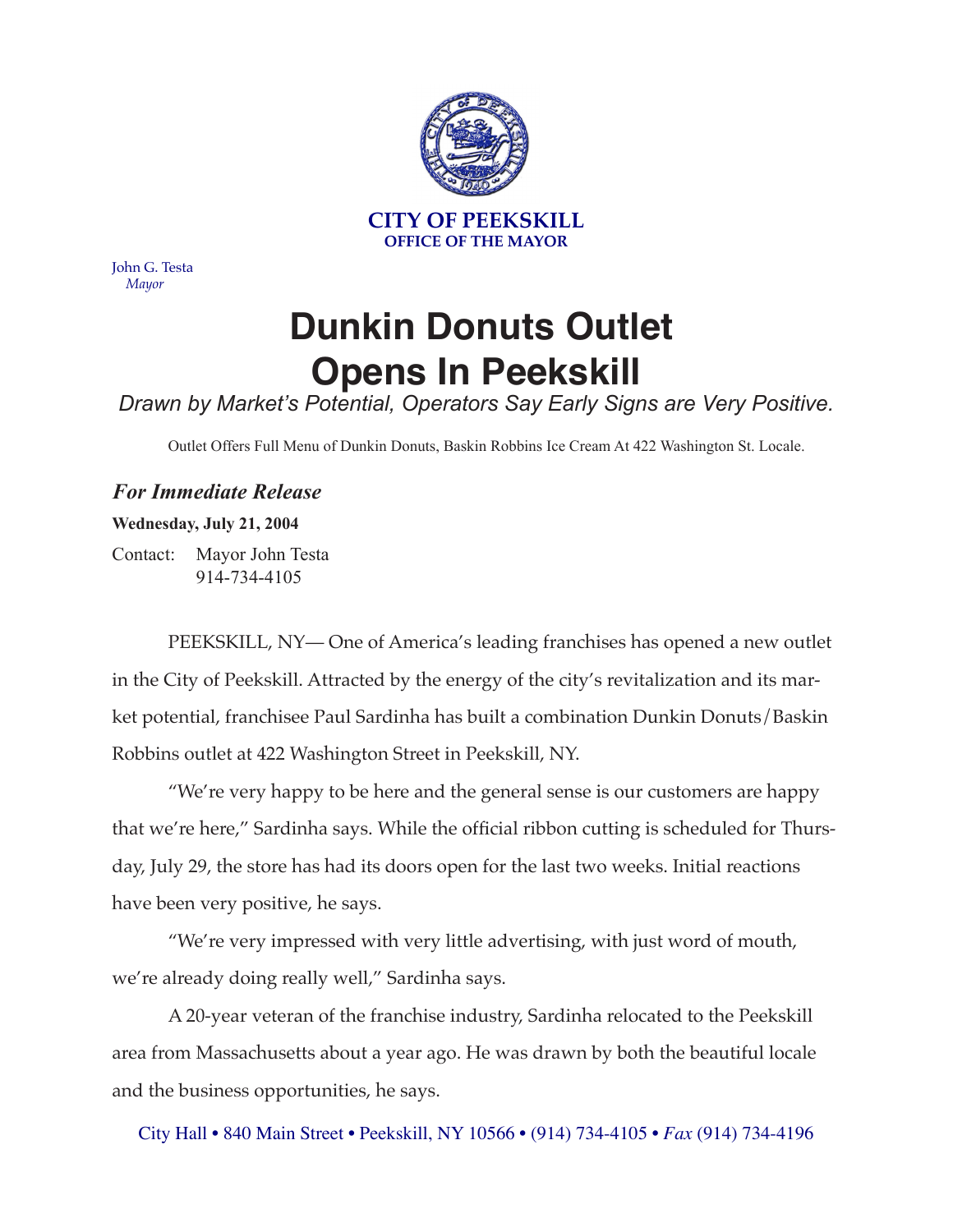**CITY OF PEEKSKILL**
**OFFICE OF THE MAYOR**

John G. Testa
*Mayor*

# Dunkin Donuts Outlet Opens In Peekskill

*Drawn by Market's Potential, Operators Say Early Signs are Very Positive.*

Outlet Offers Full Menu of Dunkin Donuts, Baskin Robbins Ice Cream At 422 Washington St. Locale.

## *For Immediate Release*

**Wednesday, July 21, 2004**

Contact: Mayor John Testa
914-734-4105

PEEKSKILL, NY— One of America's leading franchises has opened a new outlet in the City of Peekskill. Attracted by the energy of the city's revitalization and its market potential, franchisee Paul Sardinha has built a combination Dunkin Donuts/Baskin Robbins outlet at 422 Washington Street in Peekskill, NY.

"We're very happy to be here and the general sense is our customers are happy that we're here," Sardinha says. While the official ribbon cutting is scheduled for Thursday, July 29, the store has had its doors open for the last two weeks. Initial reactions have been very positive, he says.

"We're very impressed with very little advertising, with just word of mouth, we're already doing really well," Sardinha says.

A 20-year veteran of the franchise industry, Sardinha relocated to the Peekskill area from Massachusetts about a year ago. He was drawn by both the beautiful locale and the business opportunities, he says.

City Hall • 840 Main Street • Peekskill, NY 10566 • (914) 734-4105 • *Fax* (914) 734-4196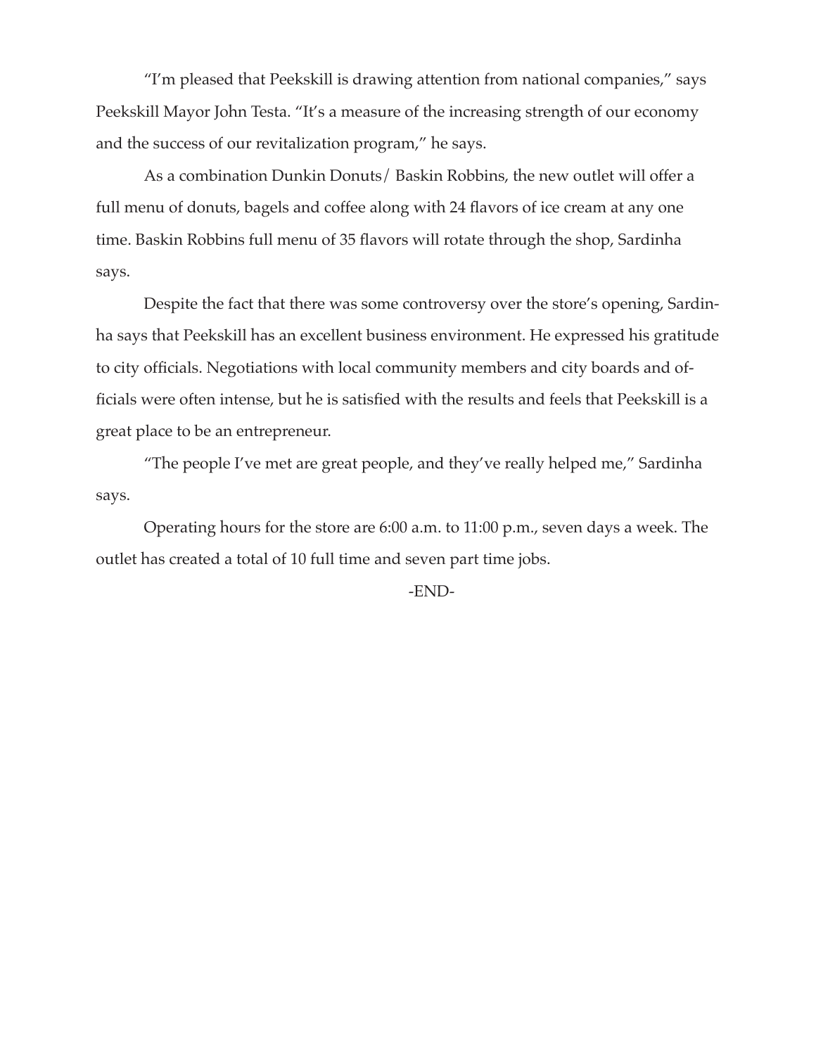"I'm pleased that Peekskill is drawing attention from national companies," says Peekskill Mayor John Testa. "It's a measure of the increasing strength of our economy and the success of our revitalization program," he says.

As a combination Dunkin Donuts/ Baskin Robbins, the new outlet will offer a full menu of donuts, bagels and coffee along with 24 flavors of ice cream at any one time. Baskin Robbins full menu of 35 flavors will rotate through the shop, Sardinha says.

Despite the fact that there was some controversy over the store's opening, Sardinha says that Peekskill has an excellent business environment. He expressed his gratitude to city officials. Negotiations with local community members and city boards and officials were often intense, but he is satisfied with the results and feels that Peekskill is a great place to be an entrepreneur.

"The people I've met are great people, and they've really helped me," Sardinha says.

Operating hours for the store are 6:00 a.m. to 11:00 p.m., seven days a week. The outlet has created a total of 10 full time and seven part time jobs.

-END-